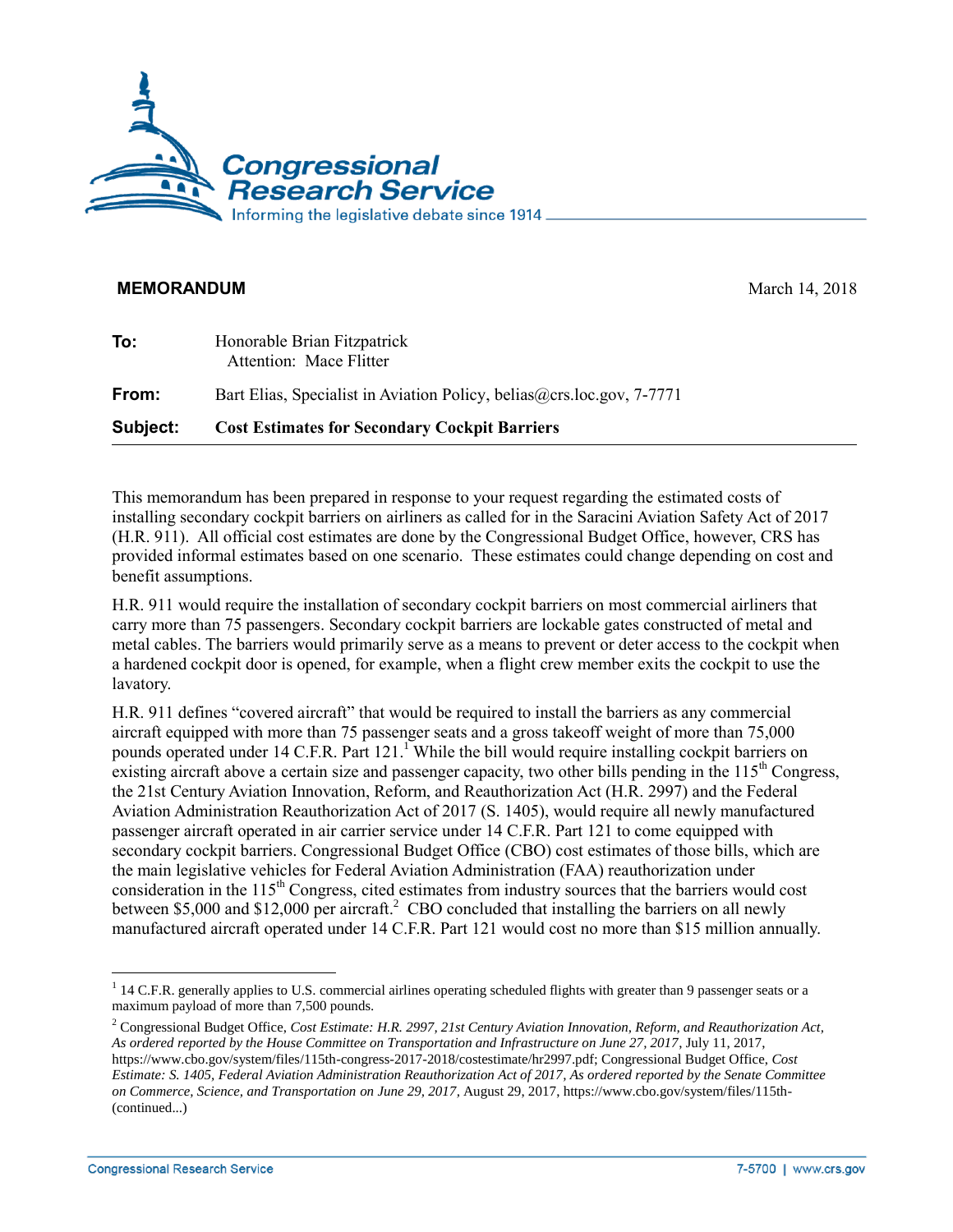**MEMORANDUM** March 14, 2018

| | |
|---|---|
| **To:** | Honorable Brian Fitzpatrick<br>Attention: Mace Flitter |
| **From:** | Bart Elias, Specialist in Aviation Policy, belias@crs.loc.gov, 7-7771 |
| **Subject:** | **Cost Estimates for Secondary Cockpit Barriers** |

This memorandum has been prepared in response to your request regarding the estimated costs of installing secondary cockpit barriers on airliners as called for in the Saracini Aviation Safety Act of 2017 (H.R. 911). All official cost estimates are done by the Congressional Budget Office, however, CRS has provided informal estimates based on one scenario. These estimates could change depending on cost and benefit assumptions.

H.R. 911 would require the installation of secondary cockpit barriers on most commercial airliners that carry more than 75 passengers. Secondary cockpit barriers are lockable gates constructed of metal and metal cables. The barriers would primarily serve as a means to prevent or deter access to the cockpit when a hardened cockpit door is opened, for example, when a flight crew member exits the cockpit to use the lavatory.

H.R. 911 defines "covered aircraft" that would be required to install the barriers as any commercial aircraft equipped with more than 75 passenger seats and a gross takeoff weight of more than 75,000 pounds operated under 14 C.F.R. Part 121.[1] While the bill would require installing cockpit barriers on existing aircraft above a certain size and passenger capacity, two other bills pending in the 115th Congress, the 21st Century Aviation Innovation, Reform, and Reauthorization Act (H.R. 2997) and the Federal Aviation Administration Reauthorization Act of 2017 (S. 1405), would require all newly manufactured passenger aircraft operated in air carrier service under 14 C.F.R. Part 121 to come equipped with secondary cockpit barriers. Congressional Budget Office (CBO) cost estimates of those bills, which are the main legislative vehicles for Federal Aviation Administration (FAA) reauthorization under consideration in the 115th Congress, cited estimates from industry sources that the barriers would cost between $5,000 and $12,000 per aircraft.[2] CBO concluded that installing the barriers on all newly manufactured aircraft operated under 14 C.F.R. Part 121 would cost no more than $15 million annually.

---

[1] 14 C.F.R. generally applies to U.S. commercial airlines operating scheduled flights with greater than 9 passenger seats or a maximum payload of more than 7,500 pounds.

[2] Congressional Budget Office, *Cost Estimate: H.R. 2997, 21st Century Aviation Innovation, Reform, and Reauthorization Act, As ordered reported by the House Committee on Transportation and Infrastructure on June 27, 2017*, July 11, 2017, https://www.cbo.gov/system/files/115th-congress-2017-2018/costestimate/hr2997.pdf; Congressional Budget Office, *Cost Estimate: S. 1405, Federal Aviation Administration Reauthorization Act of 2017, As ordered reported by the Senate Committee on Commerce, Science, and Transportation on June 29, 2017*, August 29, 2017, https://www.cbo.gov/system/files/115th-(continued...)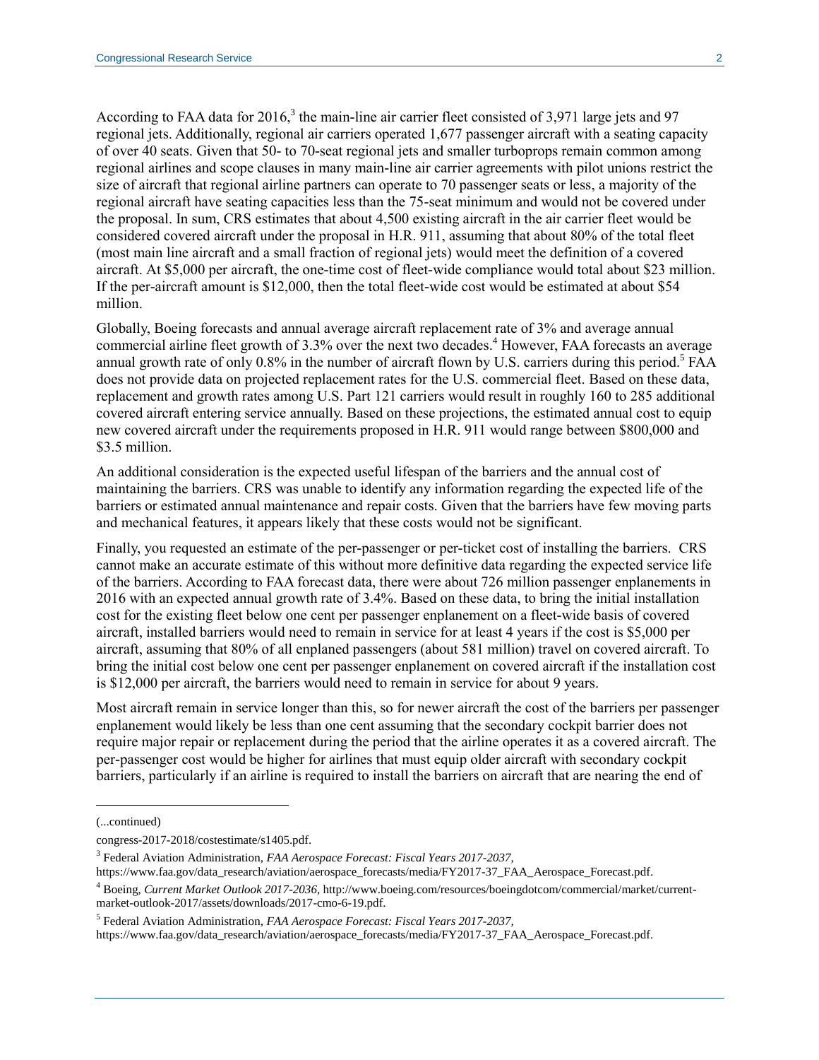According to FAA data for 2016,[3] the main-line air carrier fleet consisted of 3,971 large jets and 97 regional jets. Additionally, regional air carriers operated 1,677 passenger aircraft with a seating capacity of over 40 seats. Given that 50- to 70-seat regional jets and smaller turboprops remain common among regional airlines and scope clauses in many main-line air carrier agreements with pilot unions restrict the size of aircraft that regional airline partners can operate to 70 passenger seats or less, a majority of the regional aircraft have seating capacities less than the 75-seat minimum and would not be covered under the proposal. In sum, CRS estimates that about 4,500 existing aircraft in the air carrier fleet would be considered covered aircraft under the proposal in H.R. 911, assuming that about 80% of the total fleet (most main line aircraft and a small fraction of regional jets) would meet the definition of a covered aircraft. At $5,000 per aircraft, the one-time cost of fleet-wide compliance would total about $23 million. If the per-aircraft amount is $12,000, then the total fleet-wide cost would be estimated at about $54 million.

Globally, Boeing forecasts and annual average aircraft replacement rate of 3% and average annual commercial airline fleet growth of 3.3% over the next two decades.[4] However, FAA forecasts an average annual growth rate of only 0.8% in the number of aircraft flown by U.S. carriers during this period.[5] FAA does not provide data on projected replacement rates for the U.S. commercial fleet. Based on these data, replacement and growth rates among U.S. Part 121 carriers would result in roughly 160 to 285 additional covered aircraft entering service annually. Based on these projections, the estimated annual cost to equip new covered aircraft under the requirements proposed in H.R. 911 would range between $800,000 and $3.5 million.

An additional consideration is the expected useful lifespan of the barriers and the annual cost of maintaining the barriers. CRS was unable to identify any information regarding the expected life of the barriers or estimated annual maintenance and repair costs. Given that the barriers have few moving parts and mechanical features, it appears likely that these costs would not be significant.

Finally, you requested an estimate of the per-passenger or per-ticket cost of installing the barriers. CRS cannot make an accurate estimate of this without more definitive data regarding the expected service life of the barriers. According to FAA forecast data, there were about 726 million passenger enplanements in 2016 with an expected annual growth rate of 3.4%. Based on these data, to bring the initial installation cost for the existing fleet below one cent per passenger enplanement on a fleet-wide basis of covered aircraft, installed barriers would need to remain in service for at least 4 years if the cost is $5,000 per aircraft, assuming that 80% of all enplaned passengers (about 581 million) travel on covered aircraft. To bring the initial cost below one cent per passenger enplanement on covered aircraft if the installation cost is $12,000 per aircraft, the barriers would need to remain in service for about 9 years.

Most aircraft remain in service longer than this, so for newer aircraft the cost of the barriers per passenger enplanement would likely be less than one cent assuming that the secondary cockpit barrier does not require major repair or replacement during the period that the airline operates it as a covered aircraft. The per-passenger cost would be higher for airlines that must equip older aircraft with secondary cockpit barriers, particularly if an airline is required to install the barriers on aircraft that are nearing the end of

---

(...continued)

congress-2017-2018/costestimate/s1405.pdf.

[3] Federal Aviation Administration, *FAA Aerospace Forecast: Fiscal Years 2017-2037*, https://www.faa.gov/data_research/aviation/aerospace_forecasts/media/FY2017-37_FAA_Aerospace_Forecast.pdf.

[4] Boeing, *Current Market Outlook 2017-2036*, http://www.boeing.com/resources/boeingdotcom/commercial/market/current-market-outlook-2017/assets/downloads/2017-cmo-6-19.pdf.

[5] Federal Aviation Administration, *FAA Aerospace Forecast: Fiscal Years 2017-2037*, https://www.faa.gov/data_research/aviation/aerospace_forecasts/media/FY2017-37_FAA_Aerospace_Forecast.pdf.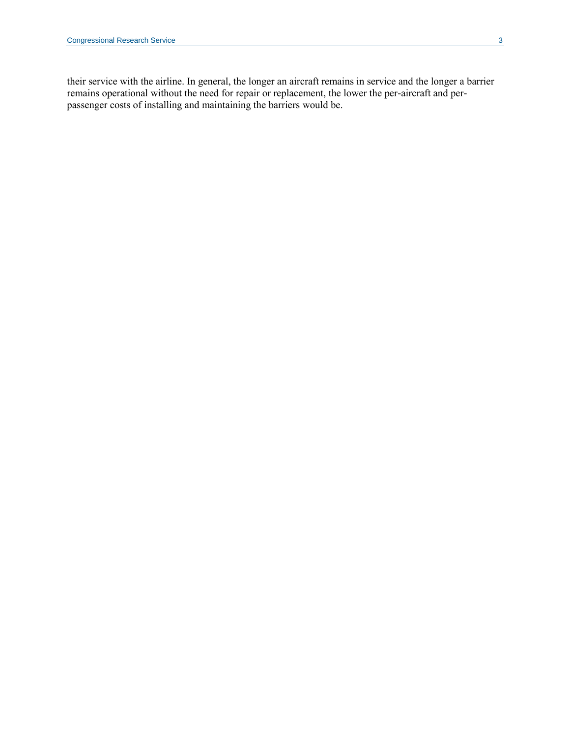their service with the airline. In general, the longer an aircraft remains in service and the longer a barrier remains operational without the need for repair or replacement, the lower the per-aircraft and per-passenger costs of installing and maintaining the barriers would be.